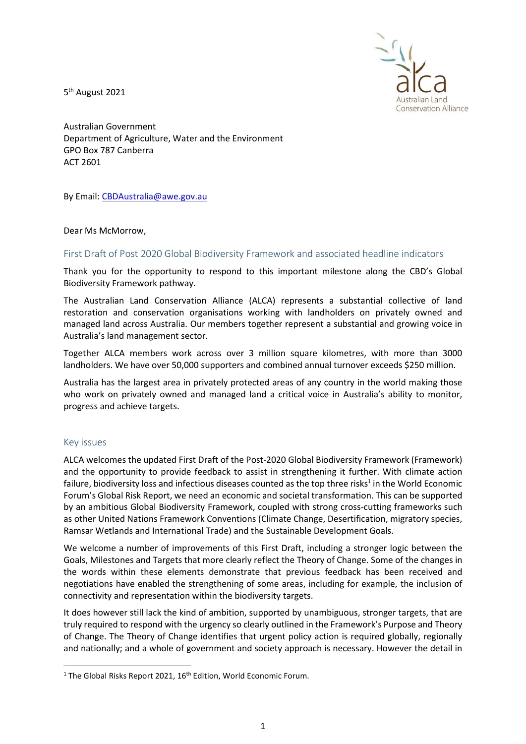5th August 2021

Australian Government
Department of Agriculture, Water and the Environment
GPO Box 787 Canberra
ACT 2601

By Email: CBDAustralia@awe.gov.au

Dear Ms McMorrow,

## First Draft of Post 2020 Global Biodiversity Framework and associated headline indicators

Thank you for the opportunity to respond to this important milestone along the CBD's Global Biodiversity Framework pathway.

The Australian Land Conservation Alliance (ALCA) represents a substantial collective of land restoration and conservation organisations working with landholders on privately owned and managed land across Australia. Our members together represent a substantial and growing voice in Australia's land management sector.

Together ALCA members work across over 3 million square kilometres, with more than 3000 landholders. We have over 50,000 supporters and combined annual turnover exceeds $250 million.

Australia has the largest area in privately protected areas of any country in the world making those who work on privately owned and managed land a critical voice in Australia's ability to monitor, progress and achieve targets.

## Key issues

ALCA welcomes the updated First Draft of the Post-2020 Global Biodiversity Framework (Framework) and the opportunity to provide feedback to assist in strengthening it further. With climate action failure, biodiversity loss and infectious diseases counted as the top three risks[1] in the World Economic Forum's Global Risk Report, we need an economic and societal transformation. This can be supported by an ambitious Global Biodiversity Framework, coupled with strong cross-cutting frameworks such as other United Nations Framework Conventions (Climate Change, Desertification, migratory species, Ramsar Wetlands and International Trade) and the Sustainable Development Goals.

We welcome a number of improvements of this First Draft, including a stronger logic between the Goals, Milestones and Targets that more clearly reflect the Theory of Change. Some of the changes in the words within these elements demonstrate that previous feedback has been received and negotiations have enabled the strengthening of some areas, including for example, the inclusion of connectivity and representation within the biodiversity targets.

It does however still lack the kind of ambition, supported by unambiguous, stronger targets, that are truly required to respond with the urgency so clearly outlined in the Framework's Purpose and Theory of Change. The Theory of Change identifies that urgent policy action is required globally, regionally and nationally; and a whole of government and society approach is necessary. However the detail in

[1] The Global Risks Report 2021, 16th Edition, World Economic Forum.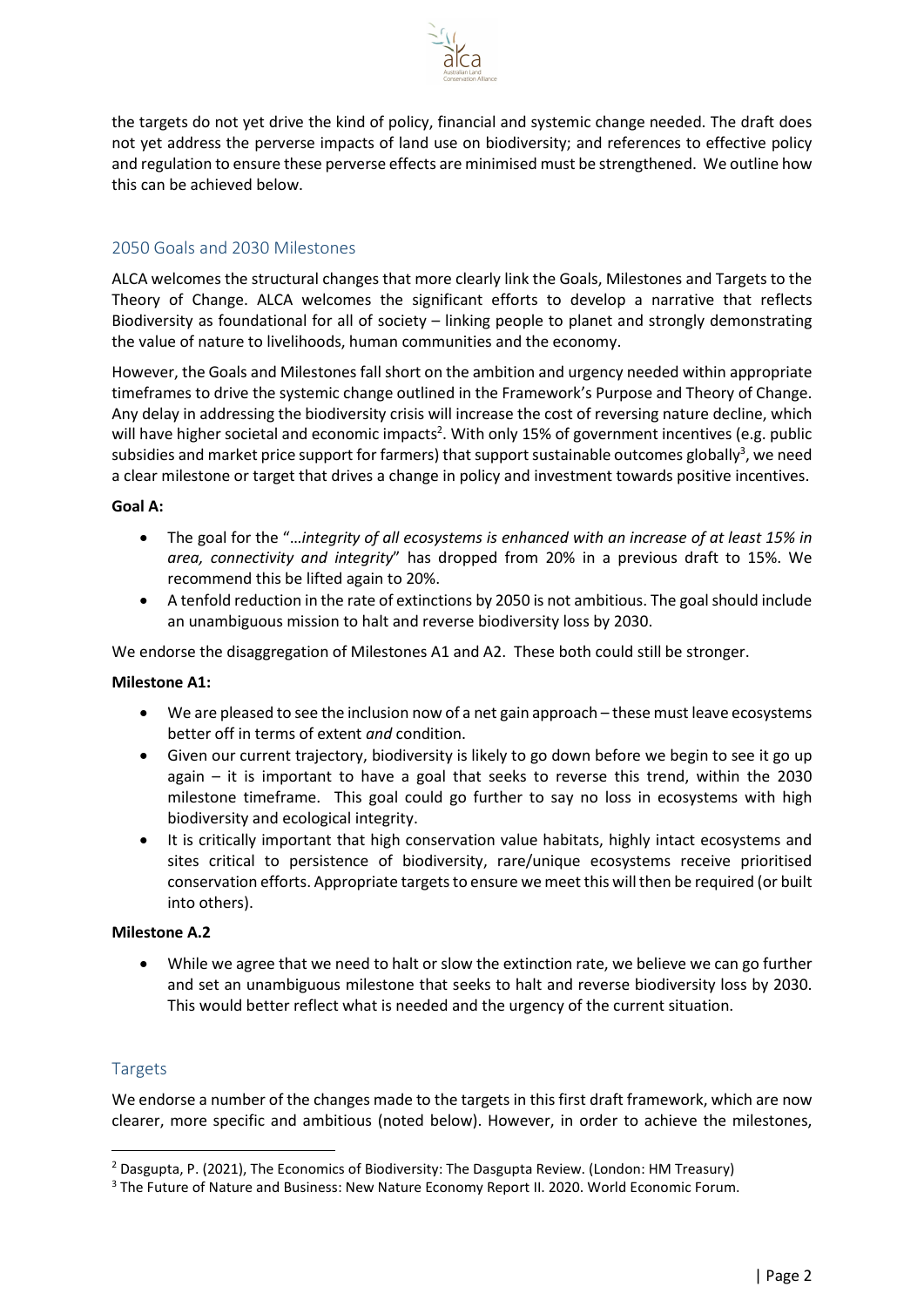the targets do not yet drive the kind of policy, financial and systemic change needed. The draft does not yet address the perverse impacts of land use on biodiversity; and references to effective policy and regulation to ensure these perverse effects are minimised must be strengthened. We outline how this can be achieved below.

## 2050 Goals and 2030 Milestones

ALCA welcomes the structural changes that more clearly link the Goals, Milestones and Targets to the Theory of Change. ALCA welcomes the significant efforts to develop a narrative that reflects Biodiversity as foundational for all of society – linking people to planet and strongly demonstrating the value of nature to livelihoods, human communities and the economy.

However, the Goals and Milestones fall short on the ambition and urgency needed within appropriate timeframes to drive the systemic change outlined in the Framework's Purpose and Theory of Change. Any delay in addressing the biodiversity crisis will increase the cost of reversing nature decline, which will have higher societal and economic impacts[2]. With only 15% of government incentives (e.g. public subsidies and market price support for farmers) that support sustainable outcomes globally[3], we need a clear milestone or target that drives a change in policy and investment towards positive incentives.

**Goal A:**

- The goal for the "…*integrity of all ecosystems is enhanced with an increase of at least 15% in area, connectivity and integrity*" has dropped from 20% in a previous draft to 15%. We recommend this be lifted again to 20%.
- A tenfold reduction in the rate of extinctions by 2050 is not ambitious. The goal should include an unambiguous mission to halt and reverse biodiversity loss by 2030.

We endorse the disaggregation of Milestones A1 and A2. These both could still be stronger.

**Milestone A1:**

- We are pleased to see the inclusion now of a net gain approach – these must leave ecosystems better off in terms of extent *and* condition.
- Given our current trajectory, biodiversity is likely to go down before we begin to see it go up again – it is important to have a goal that seeks to reverse this trend, within the 2030 milestone timeframe. This goal could go further to say no loss in ecosystems with high biodiversity and ecological integrity.
- It is critically important that high conservation value habitats, highly intact ecosystems and sites critical to persistence of biodiversity, rare/unique ecosystems receive prioritised conservation efforts. Appropriate targets to ensure we meet this will then be required (or built into others).

**Milestone A.2**

- While we agree that we need to halt or slow the extinction rate, we believe we can go further and set an unambiguous milestone that seeks to halt and reverse biodiversity loss by 2030. This would better reflect what is needed and the urgency of the current situation.

## Targets

We endorse a number of the changes made to the targets in this first draft framework, which are now clearer, more specific and ambitious (noted below). However, in order to achieve the milestones,

---

[2] Dasgupta, P. (2021), The Economics of Biodiversity: The Dasgupta Review. (London: HM Treasury)

[3] The Future of Nature and Business: New Nature Economy Report II. 2020. World Economic Forum.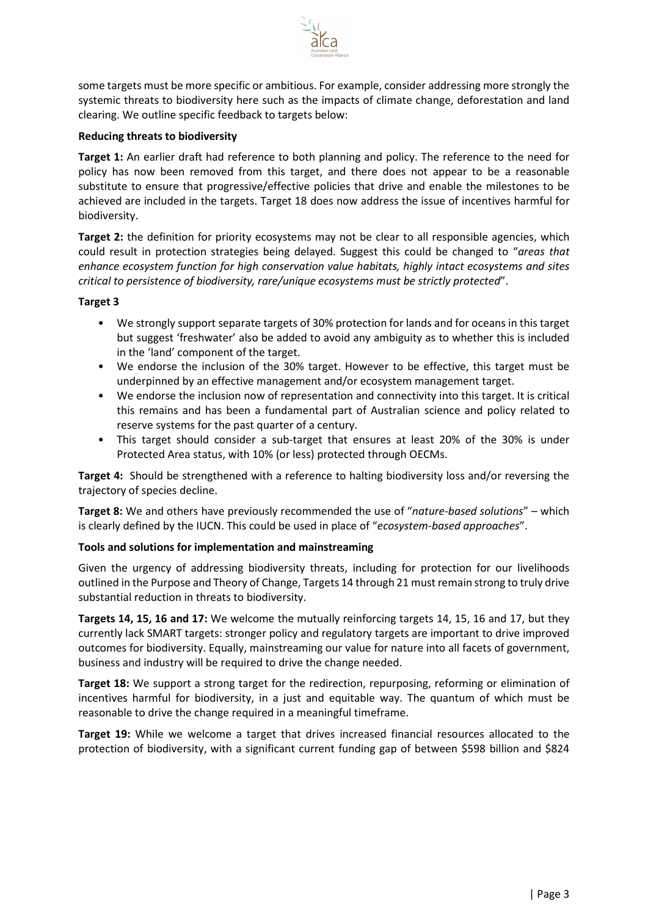some targets must be more specific or ambitious. For example, consider addressing more strongly the systemic threats to biodiversity here such as the impacts of climate change, deforestation and land clearing. We outline specific feedback to targets below:

**Reducing threats to biodiversity**

**Target 1:** An earlier draft had reference to both planning and policy. The reference to the need for policy has now been removed from this target, and there does not appear to be a reasonable substitute to ensure that progressive/effective policies that drive and enable the milestones to be achieved are included in the targets. Target 18 does now address the issue of incentives harmful for biodiversity.

**Target 2:** the definition for priority ecosystems may not be clear to all responsible agencies, which could result in protection strategies being delayed. Suggest this could be changed to "*areas that enhance ecosystem function for high conservation value habitats, highly intact ecosystems and sites critical to persistence of biodiversity, rare/unique ecosystems must be strictly protected*".

**Target 3**

- We strongly support separate targets of 30% protection for lands and for oceans in this target but suggest 'freshwater' also be added to avoid any ambiguity as to whether this is included in the 'land' component of the target.
- We endorse the inclusion of the 30% target. However to be effective, this target must be underpinned by an effective management and/or ecosystem management target.
- We endorse the inclusion now of representation and connectivity into this target. It is critical this remains and has been a fundamental part of Australian science and policy related to reserve systems for the past quarter of a century.
- This target should consider a sub-target that ensures at least 20% of the 30% is under Protected Area status, with 10% (or less) protected through OECMs.

**Target 4:** Should be strengthened with a reference to halting biodiversity loss and/or reversing the trajectory of species decline.

**Target 8:** We and others have previously recommended the use of "*nature-based solutions*" – which is clearly defined by the IUCN. This could be used in place of "*ecosystem-based approaches*".

**Tools and solutions for implementation and mainstreaming**

Given the urgency of addressing biodiversity threats, including for protection for our livelihoods outlined in the Purpose and Theory of Change, Targets 14 through 21 must remain strong to truly drive substantial reduction in threats to biodiversity.

**Targets 14, 15, 16 and 17:** We welcome the mutually reinforcing targets 14, 15, 16 and 17, but they currently lack SMART targets: stronger policy and regulatory targets are important to drive improved outcomes for biodiversity. Equally, mainstreaming our value for nature into all facets of government, business and industry will be required to drive the change needed.

**Target 18:** We support a strong target for the redirection, repurposing, reforming or elimination of incentives harmful for biodiversity, in a just and equitable way. The quantum of which must be reasonable to drive the change required in a meaningful timeframe.

**Target 19:** While we welcome a target that drives increased financial resources allocated to the protection of biodiversity, with a significant current funding gap of between $598 billion and $824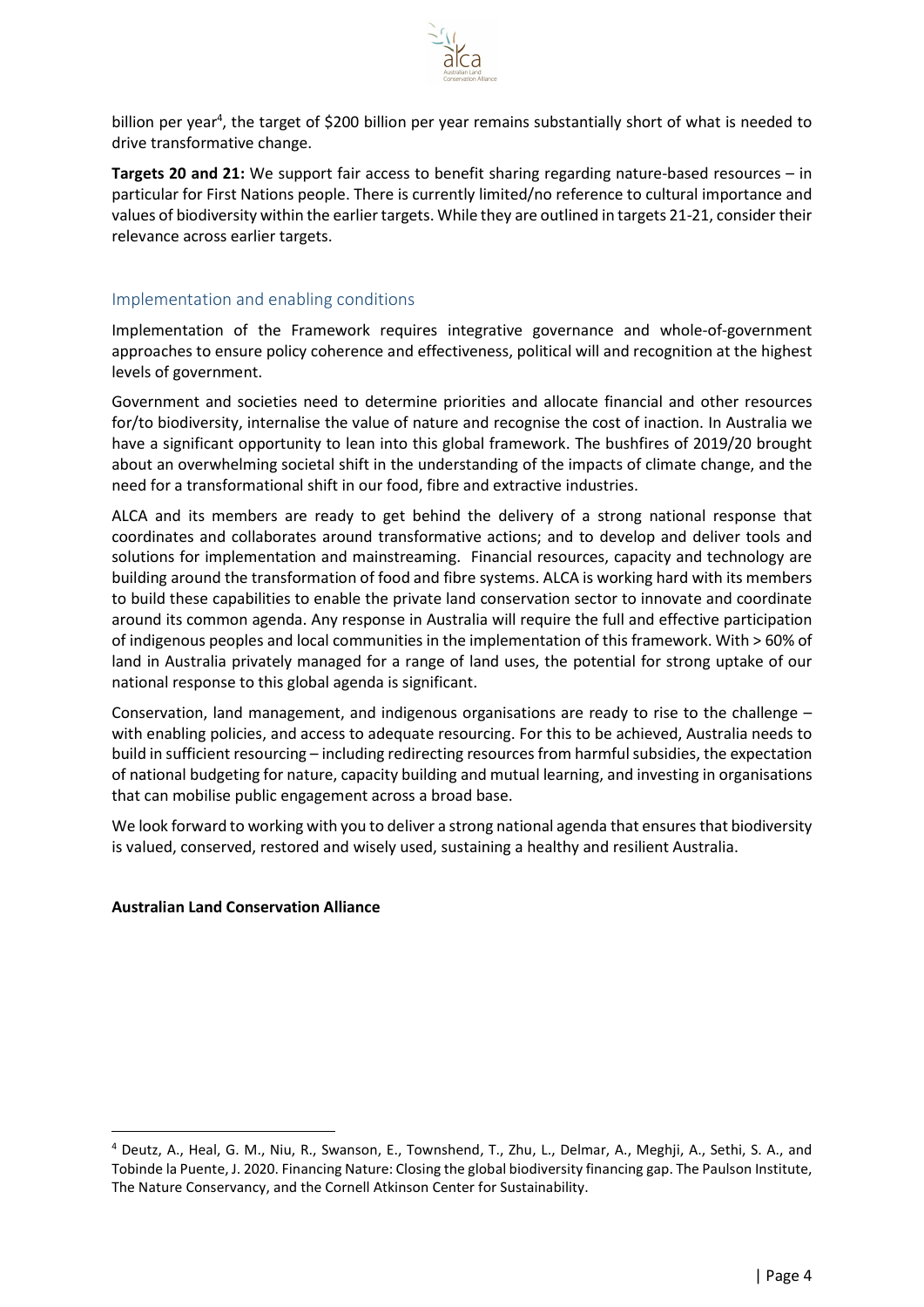billion per year[4], the target of $200 billion per year remains substantially short of what is needed to drive transformative change.

**Targets 20 and 21:** We support fair access to benefit sharing regarding nature-based resources – in particular for First Nations people. There is currently limited/no reference to cultural importance and values of biodiversity within the earlier targets. While they are outlined in targets 21-21, consider their relevance across earlier targets.

## Implementation and enabling conditions

Implementation of the Framework requires integrative governance and whole-of-government approaches to ensure policy coherence and effectiveness, political will and recognition at the highest levels of government.

Government and societies need to determine priorities and allocate financial and other resources for/to biodiversity, internalise the value of nature and recognise the cost of inaction. In Australia we have a significant opportunity to lean into this global framework. The bushfires of 2019/20 brought about an overwhelming societal shift in the understanding of the impacts of climate change, and the need for a transformational shift in our food, fibre and extractive industries.

ALCA and its members are ready to get behind the delivery of a strong national response that coordinates and collaborates around transformative actions; and to develop and deliver tools and solutions for implementation and mainstreaming. Financial resources, capacity and technology are building around the transformation of food and fibre systems. ALCA is working hard with its members to build these capabilities to enable the private land conservation sector to innovate and coordinate around its common agenda. Any response in Australia will require the full and effective participation of indigenous peoples and local communities in the implementation of this framework. With > 60% of land in Australia privately managed for a range of land uses, the potential for strong uptake of our national response to this global agenda is significant.

Conservation, land management, and indigenous organisations are ready to rise to the challenge – with enabling policies, and access to adequate resourcing. For this to be achieved, Australia needs to build in sufficient resourcing – including redirecting resources from harmful subsidies, the expectation of national budgeting for nature, capacity building and mutual learning, and investing in organisations that can mobilise public engagement across a broad base.

We look forward to working with you to deliver a strong national agenda that ensures that biodiversity is valued, conserved, restored and wisely used, sustaining a healthy and resilient Australia.

**Australian Land Conservation Alliance**

---

[4] Deutz, A., Heal, G. M., Niu, R., Swanson, E., Townshend, T., Zhu, L., Delmar, A., Meghji, A., Sethi, S. A., and Tobinde la Puente, J. 2020. Financing Nature: Closing the global biodiversity financing gap. The Paulson Institute, The Nature Conservancy, and the Cornell Atkinson Center for Sustainability.